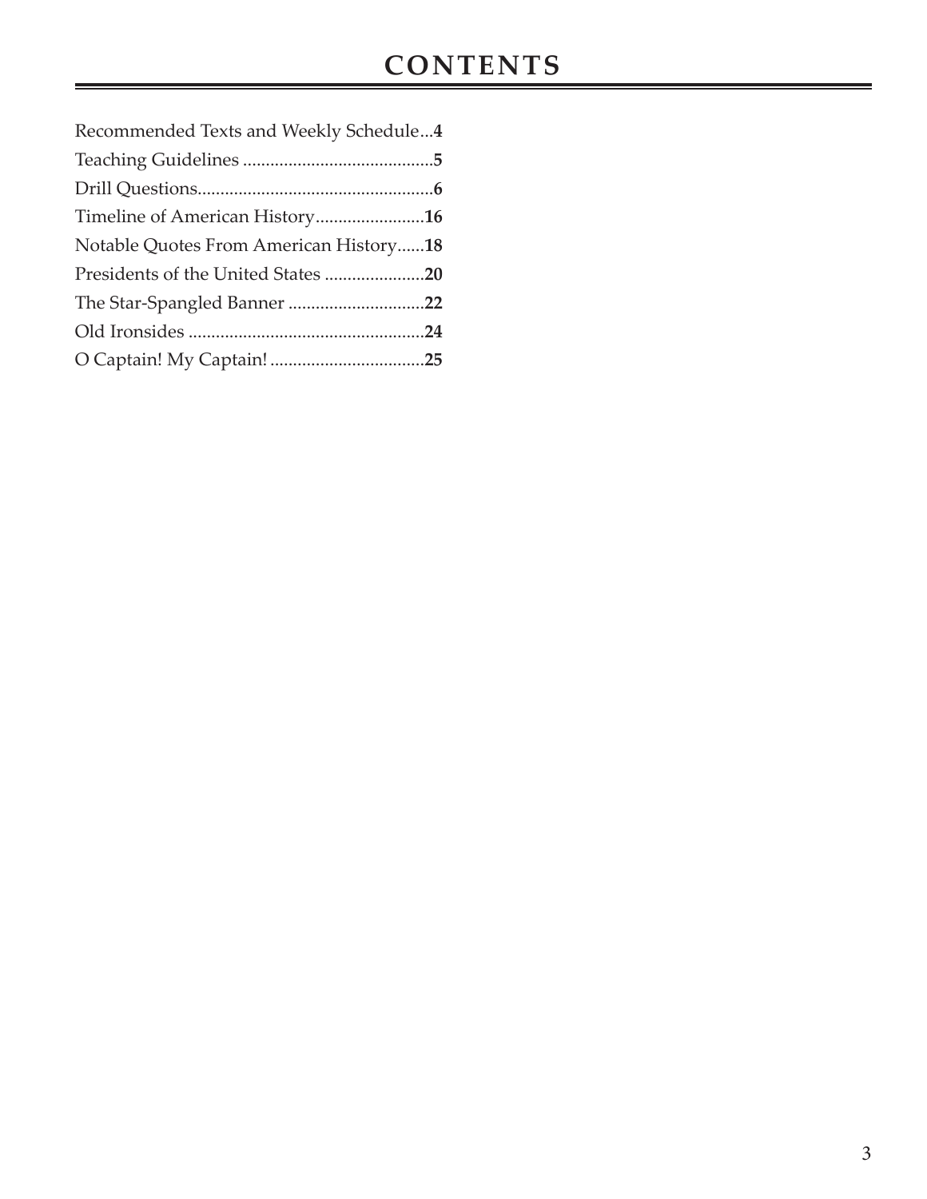# CONTENTS

Recommended Texts and Weekly Schedule...**4**
Teaching Guidelines ..........................................**5**
Drill Questions....................................................**6**
Timeline of American History........................**16**
Notable Quotes From American History......**18**
Presidents of the United States ......................**20**
The Star-Spangled Banner ..............................**22**
Old Ironsides ....................................................**24**
O Captain! My Captain! ..................................**25**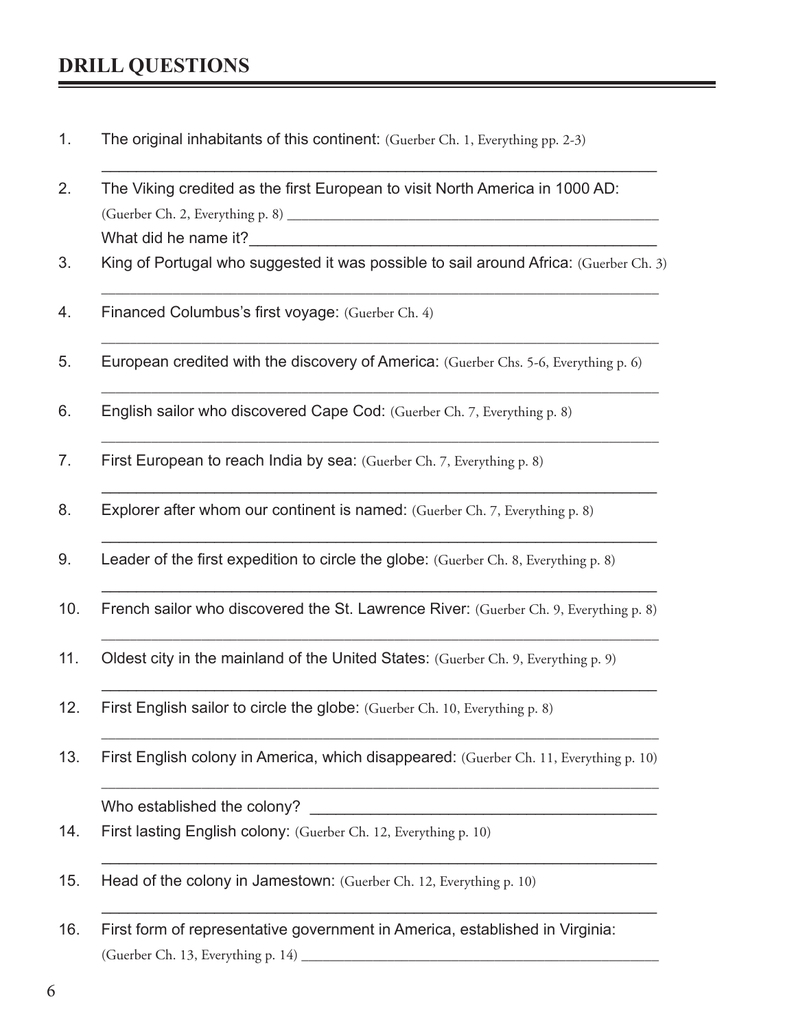## DRILL QUESTIONS

1. The original inhabitants of this continent: (Guerber Ch. 1, Everything pp. 2-3)

   ______________________________________________________________

2. The Viking credited as the first European to visit North America in 1000 AD: (Guerber Ch. 2, Everything p. 8) ______________________________________________

   What did he name it?______________________________________________

3. King of Portugal who suggested it was possible to sail around Africa: (Guerber Ch. 3)

   ______________________________________________________________

4. Financed Columbus's first voyage: (Guerber Ch. 4)

   ______________________________________________________________

5. European credited with the discovery of America: (Guerber Chs. 5-6, Everything p. 6)

   ______________________________________________________________

6. English sailor who discovered Cape Cod: (Guerber Ch. 7, Everything p. 8)

   ______________________________________________________________

7. First European to reach India by sea: (Guerber Ch. 7, Everything p. 8)

   ______________________________________________________________

8. Explorer after whom our continent is named: (Guerber Ch. 7, Everything p. 8)

   ______________________________________________________________

9. Leader of the first expedition to circle the globe: (Guerber Ch. 8, Everything p. 8)

   ______________________________________________________________

10. French sailor who discovered the St. Lawrence River: (Guerber Ch. 9, Everything p. 8)

    ______________________________________________________________

11. Oldest city in the mainland of the United States: (Guerber Ch. 9, Everything p. 9)

    ______________________________________________________________

12. First English sailor to circle the globe: (Guerber Ch. 10, Everything p. 8)

    ______________________________________________________________

13. First English colony in America, which disappeared: (Guerber Ch. 11, Everything p. 10)

    ______________________________________________________________

    Who established the colony? ________________________________________

14. First lasting English colony: (Guerber Ch. 12, Everything p. 10)

    ______________________________________________________________

15. Head of the colony in Jamestown: (Guerber Ch. 12, Everything p. 10)

    ______________________________________________________________

16. First form of representative government in America, established in Virginia: (Guerber Ch. 13, Everything p. 14) ______________________________________________